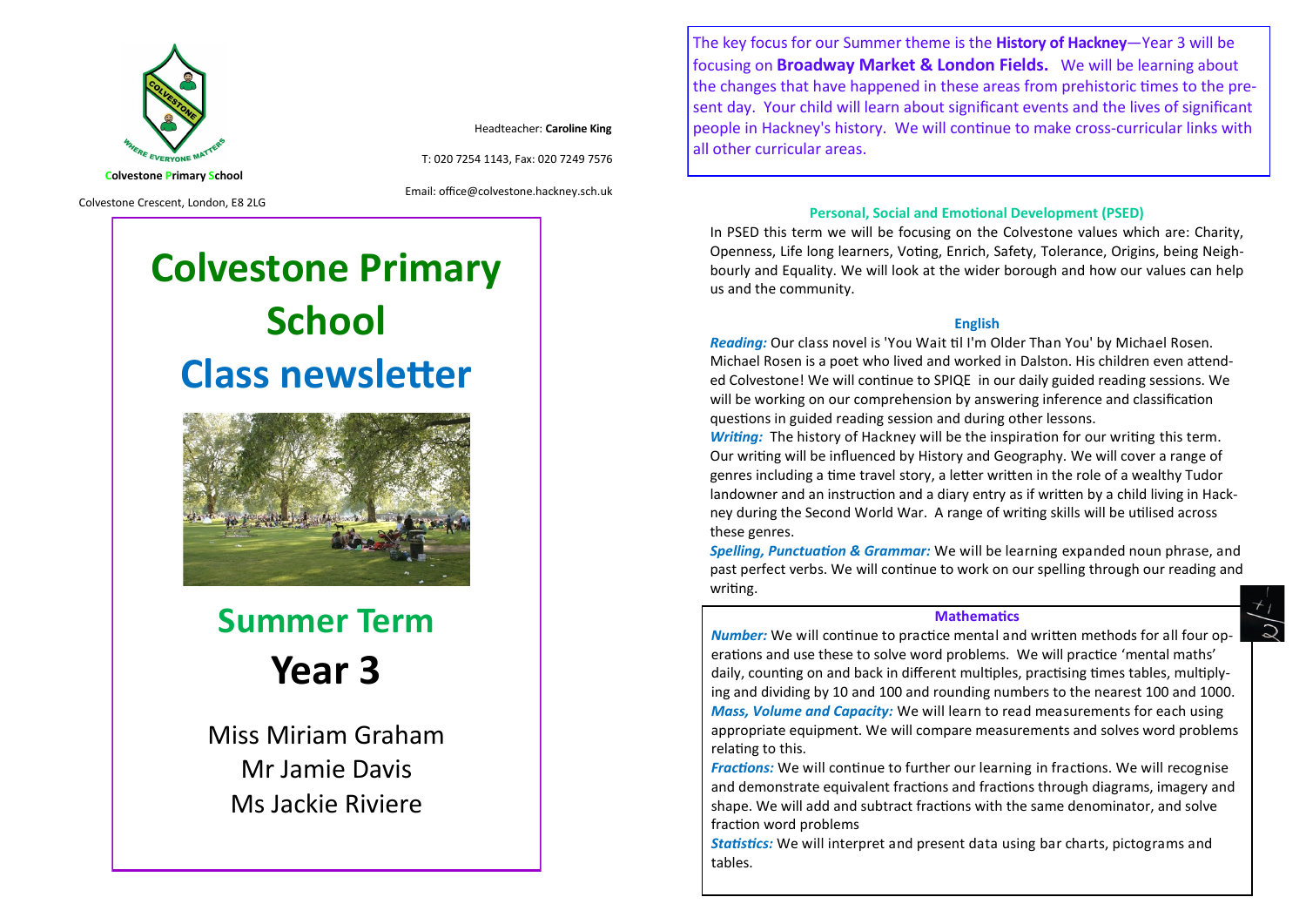Colvestone Primary School

Colvestone Crescent, London, E8 2LG

Headteacher: **Caroline King**

T: 020 7254 1143, Fax: 020 7249 7576

Email: office@colvestone.hackney.sch.uk

# Colvestone Primary School

# Class newsletter

## Summer Term

## Year 3

Miss Miriam Graham
Mr Jamie Davis
Ms Jackie Riviere

The key focus for our Summer theme is the **History of Hackney**—Year 3 will be focusing on **Broadway Market & London Fields.** We will be learning about the changes that have happened in these areas from prehistoric times to the present day. Your child will learn about significant events and the lives of significant people in Hackney's history. We will continue to make cross-curricular links with all other curricular areas.

### Personal, Social and Emotional Development (PSED)

In PSED this term we will be focusing on the Colvestone values which are: Charity, Openness, Life long learners, Voting, Enrich, Safety, Tolerance, Origins, being Neighbourly and Equality. We will look at the wider borough and how our values can help us and the community.

### English

***Reading:*** Our class novel is 'You Wait til I'm Older Than You' by Michael Rosen. Michael Rosen is a poet who lived and worked in Dalston. His children even attended Colvestone! We will continue to SPIQE in our daily guided reading sessions. We will be working on our comprehension by answering inference and classification questions in guided reading session and during other lessons.

***Writing:*** The history of Hackney will be the inspiration for our writing this term. Our writing will be influenced by History and Geography. We will cover a range of genres including a time travel story, a letter written in the role of a wealthy Tudor landowner and an instruction and a diary entry as if written by a child living in Hackney during the Second World War. A range of writing skills will be utilised across these genres.

***Spelling, Punctuation & Grammar:*** We will be learning expanded noun phrase, and past perfect verbs. We will continue to work on our spelling through our reading and writing.

### Mathematics

***Number:*** We will continue to practice mental and written methods for all four operations and use these to solve word problems. We will practice 'mental maths' daily, counting on and back in different multiples, practising times tables, multiplying and dividing by 10 and 100 and rounding numbers to the nearest 100 and 1000.

***Mass, Volume and Capacity:*** We will learn to read measurements for each using appropriate equipment. We will compare measurements and solves word problems relating to this.

***Fractions:*** We will continue to further our learning in fractions. We will recognise and demonstrate equivalent fractions and fractions through diagrams, imagery and shape. We will add and subtract fractions with the same denominator, and solve fraction word problems

***Statistics:*** We will interpret and present data using bar charts, pictograms and tables.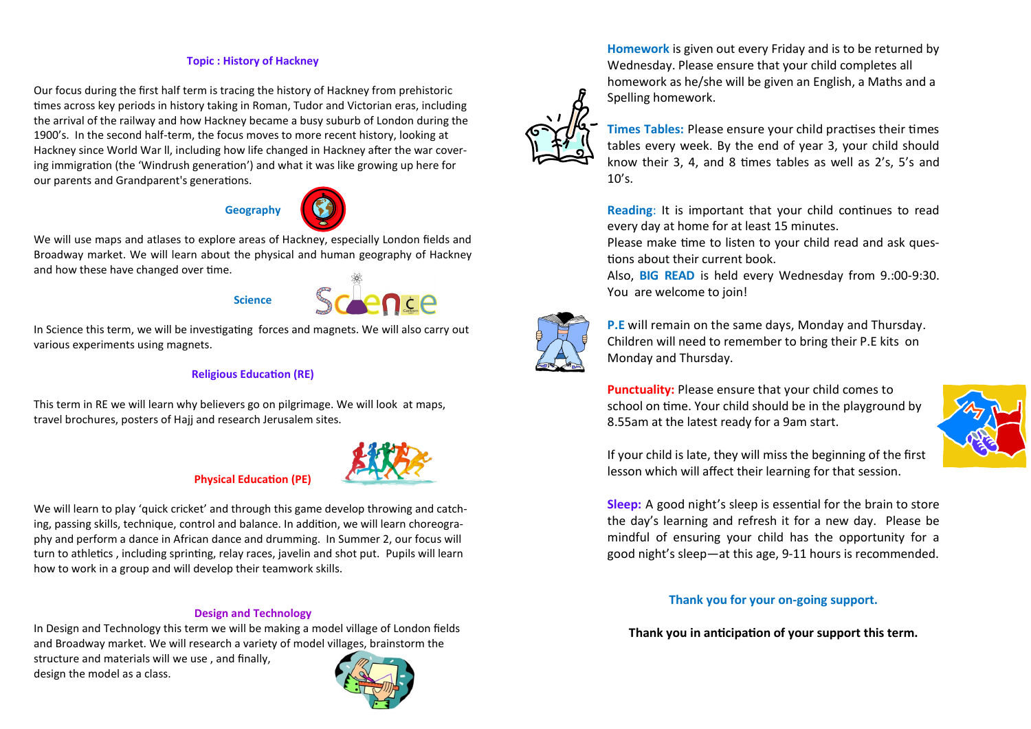## Topic : History of Hackney

Our focus during the first half term is tracing the history of Hackney from prehistoric times across key periods in history taking in Roman, Tudor and Victorian eras, including the arrival of the railway and how Hackney became a busy suburb of London during the 1900's. In the second half-term, the focus moves to more recent history, looking at Hackney since World War ll, including how life changed in Hackney after the war covering immigration (the 'Windrush generation') and what it was like growing up here for our parents and Grandparent's generations.

### Geography

We will use maps and atlases to explore areas of Hackney, especially London fields and Broadway market. We will learn about the physical and human geography of Hackney and how these have changed over time.

### Science

In Science this term, we will be investigating forces and magnets. We will also carry out various experiments using magnets.

### Religious Education (RE)

This term in RE we will learn why believers go on pilgrimage. We will look at maps, travel brochures, posters of Hajj and research Jerusalem sites.

### Physical Education (PE)

We will learn to play 'quick cricket' and through this game develop throwing and catching, passing skills, technique, control and balance. In addition, we will learn choreography and perform a dance in African dance and drumming. In Summer 2, our focus will turn to athletics , including sprinting, relay races, javelin and shot put. Pupils will learn how to work in a group and will develop their teamwork skills.

### Design and Technology

In Design and Technology this term we will be making a model village of London fields and Broadway market. We will research a variety of model villages, brainstorm the structure and materials will we use , and finally, design the model as a class.

**Homework** is given out every Friday and is to be returned by Wednesday. Please ensure that your child completes all homework as he/she will be given an English, a Maths and a Spelling homework.

**Times Tables:** Please ensure your child practises their times tables every week. By the end of year 3, your child should know their 3, 4, and 8 times tables as well as 2's, 5's and 10's.

**Reading**: It is important that your child continues to read every day at home for at least 15 minutes.
Please make time to listen to your child read and ask questions about their current book.
Also, **BIG READ** is held every Wednesday from 9.:00-9:30. You are welcome to join!

**P.E** will remain on the same days, Monday and Thursday. Children will need to remember to bring their P.E kits on Monday and Thursday.

**Punctuality:** Please ensure that your child comes to school on time. Your child should be in the playground by 8.55am at the latest ready for a 9am start.

If your child is late, they will miss the beginning of the first lesson which will affect their learning for that session.

**Sleep:** A good night's sleep is essential for the brain to store the day's learning and refresh it for a new day. Please be mindful of ensuring your child has the opportunity for a good night's sleep—at this age, 9-11 hours is recommended.

**Thank you for your on-going support.**

**Thank you in anticipation of your support this term.**